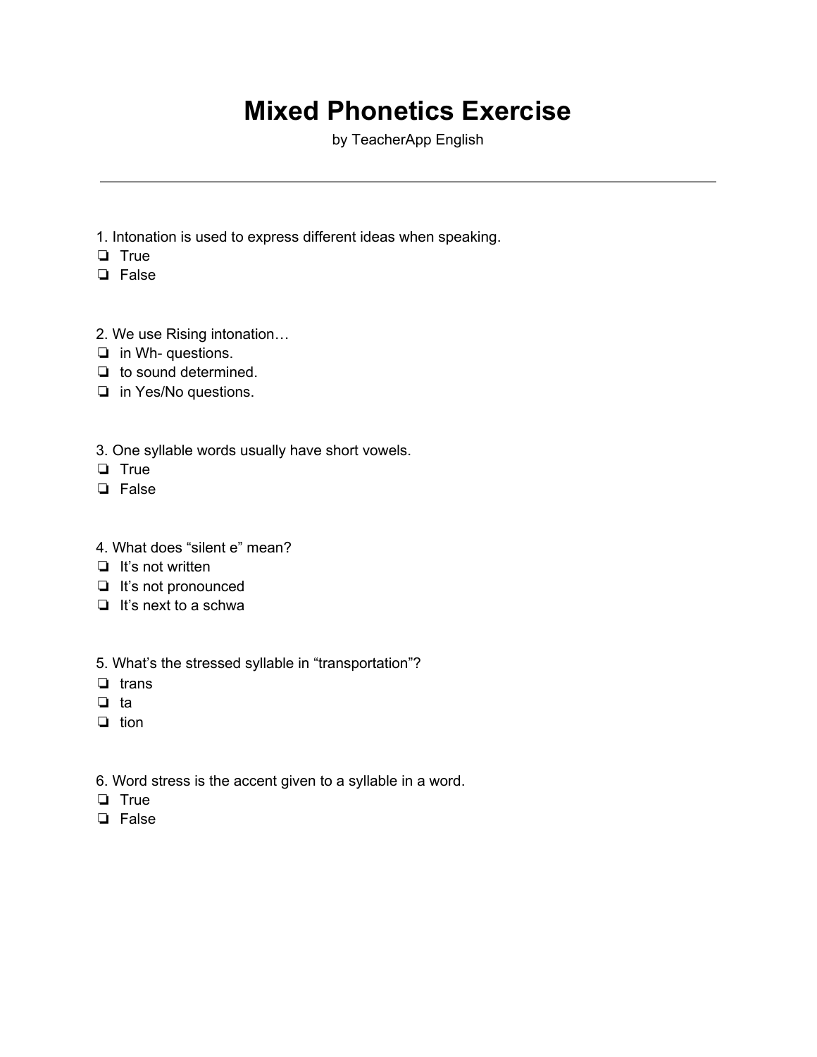# Mixed Phonetics Exercise

by TeacherApp English

---

1. Intonation is used to express different ideas when speaking.
- ❏ True
- ❏ False

2. We use Rising intonation…
- ❏ in Wh- questions.
- ❏ to sound determined.
- ❏ in Yes/No questions.

3. One syllable words usually have short vowels.
- ❏ True
- ❏ False

4. What does "silent e" mean?
- ❏ It's not written
- ❏ It's not pronounced
- ❏ It's next to a schwa

5. What's the stressed syllable in "transportation"?
- ❏ trans
- ❏ ta
- ❏ tion

6. Word stress is the accent given to a syllable in a word.
- ❏ True
- ❏ False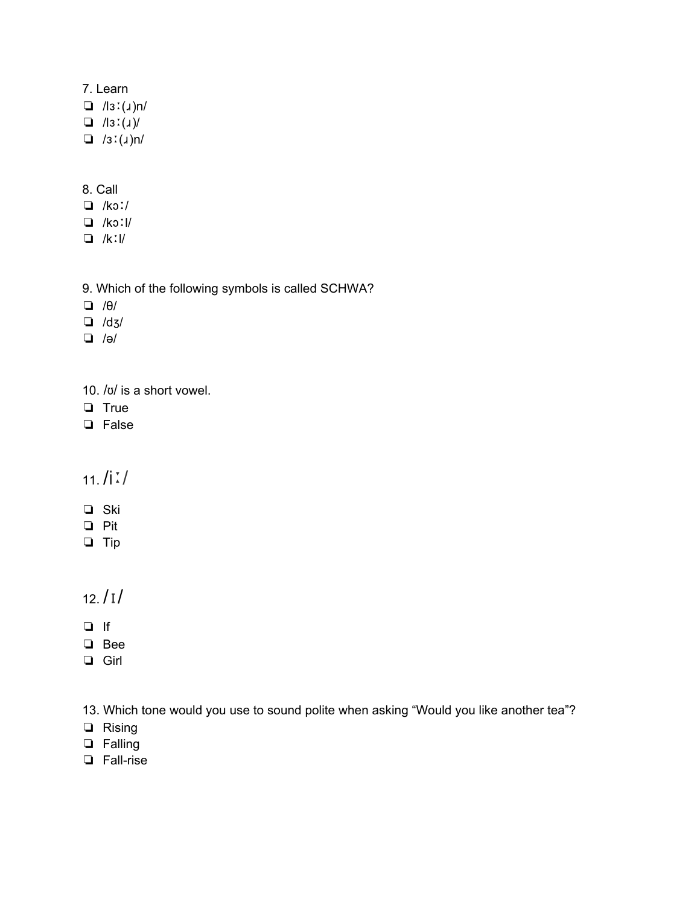7. Learn

- ❏ /lɜː(ɹ)n/
- ❏ /lɜː(ɹ)/
- ❏ /ɜː(ɹ)n/

8. Call

- ❏ /kɔː/
- ❏ /kɔːl/
- ❏ /kːl/

9. Which of the following symbols is called SCHWA?

- ❏ /θ/
- ❏ /dʒ/
- ❏ /ə/

10. /ʊ/ is a short vowel.

- ❏ True
- ❏ False

11. /iː/

- ❏ Ski
- ❏ Pit
- ❏ Tip

12. /ɪ/

- ❏ If
- ❏ Bee
- ❏ Girl

13. Which tone would you use to sound polite when asking “Would you like another tea”?

- ❏ Rising
- ❏ Falling
- ❏ Fall-rise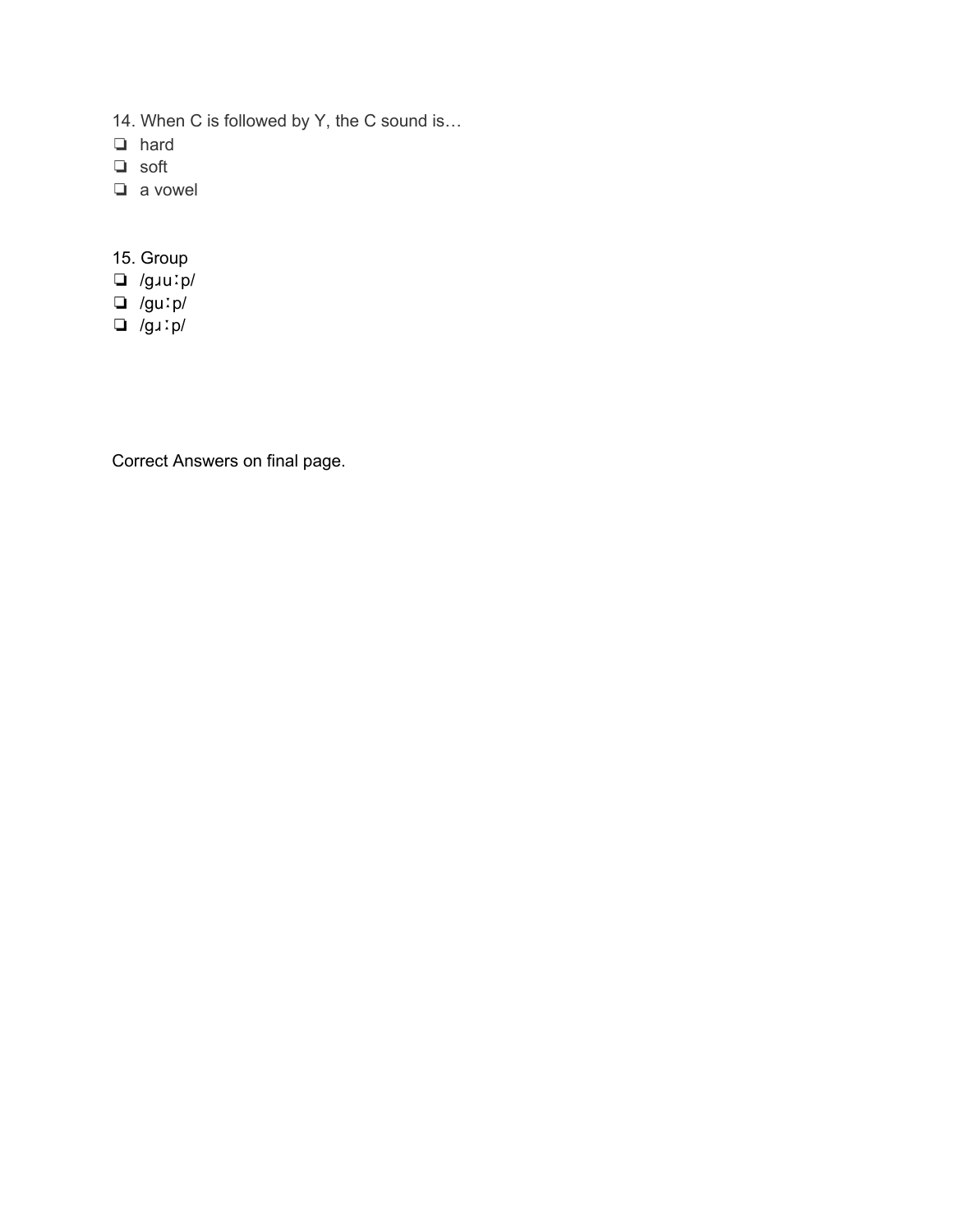14. When C is followed by Y, the C sound is…

- ❏ hard
- ❏ soft
- ❏ a vowel

15. Group

- ❏ /gɹuːp/
- ❏ /guːp/
- ❏ /gɹːp/

Correct Answers on final page.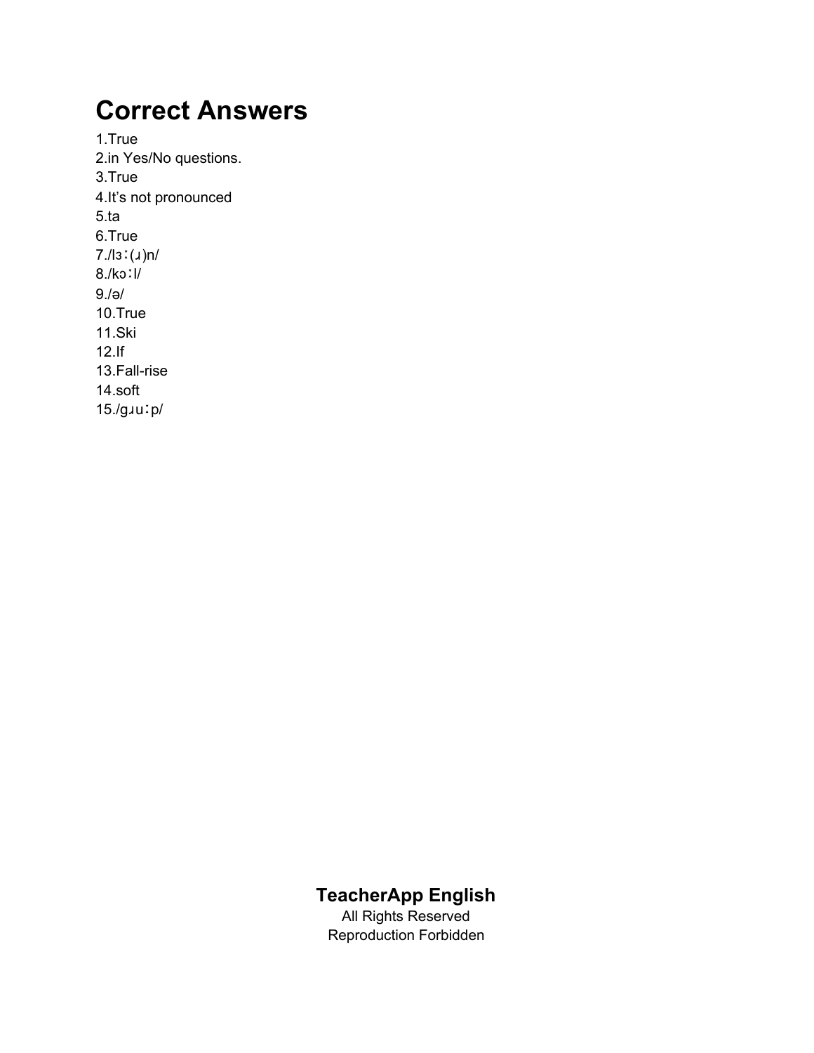# Correct Answers

1.True
2.in Yes/No questions.
3.True
4.It’s not pronounced
5.ta
6.True
7./lɜː(ɹ)n/
8./kɔːl/
9./ə/
10.True
11.Ski
12.If
13.Fall-rise
14.soft
15./gɹuːp/

**TeacherApp English**

All Rights Reserved
Reproduction Forbidden